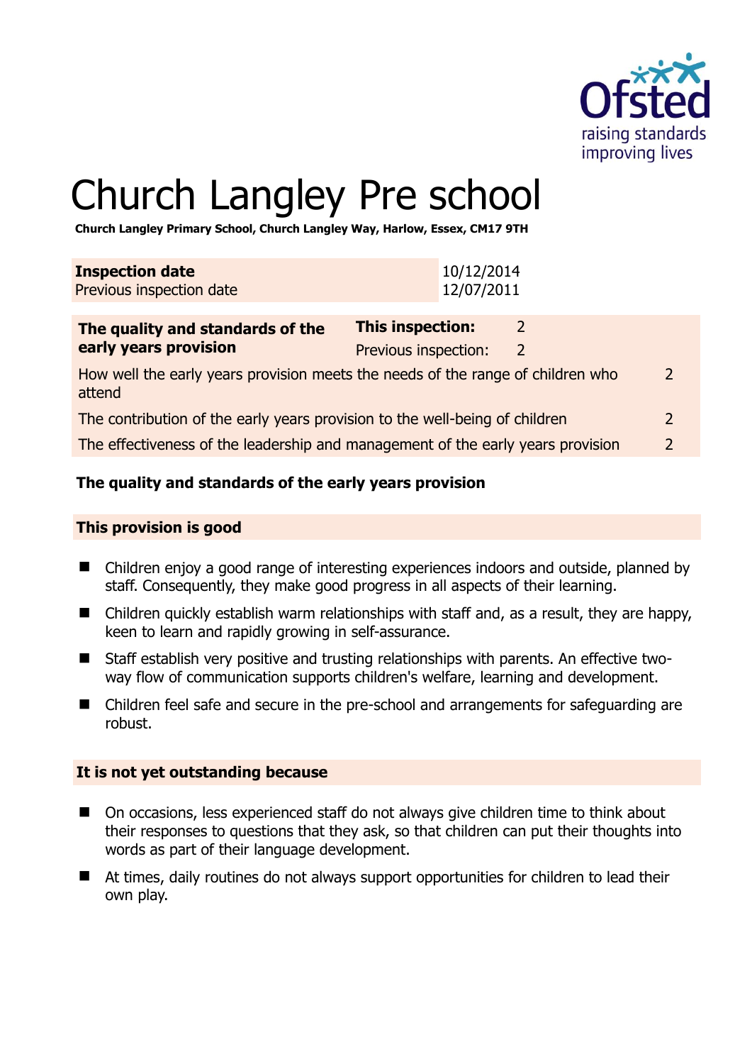# Church Langley Pre school

**Church Langley Primary School, Church Langley Way, Harlow, Essex, CM17 9TH**

| **Inspection date** | 10/12/2014 |
|---|---|
| Previous inspection date | 12/07/2011 |

| **The quality and standards of the early years provision** | **This inspection:** 2 | |
|---|---|---|
| | Previous inspection: 2 | |
| How well the early years provision meets the needs of the range of children who attend | | 2 |
| The contribution of the early years provision to the well-being of children | | 2 |
| The effectiveness of the leadership and management of the early years provision | | 2 |

## The quality and standards of the early years provision

### This provision is good

- Children enjoy a good range of interesting experiences indoors and outside, planned by staff. Consequently, they make good progress in all aspects of their learning.
- Children quickly establish warm relationships with staff and, as a result, they are happy, keen to learn and rapidly growing in self-assurance.
- Staff establish very positive and trusting relationships with parents. An effective two-way flow of communication supports children's welfare, learning and development.
- Children feel safe and secure in the pre-school and arrangements for safeguarding are robust.

### It is not yet outstanding because

- On occasions, less experienced staff do not always give children time to think about their responses to questions that they ask, so that children can put their thoughts into words as part of their language development.
- At times, daily routines do not always support opportunities for children to lead their own play.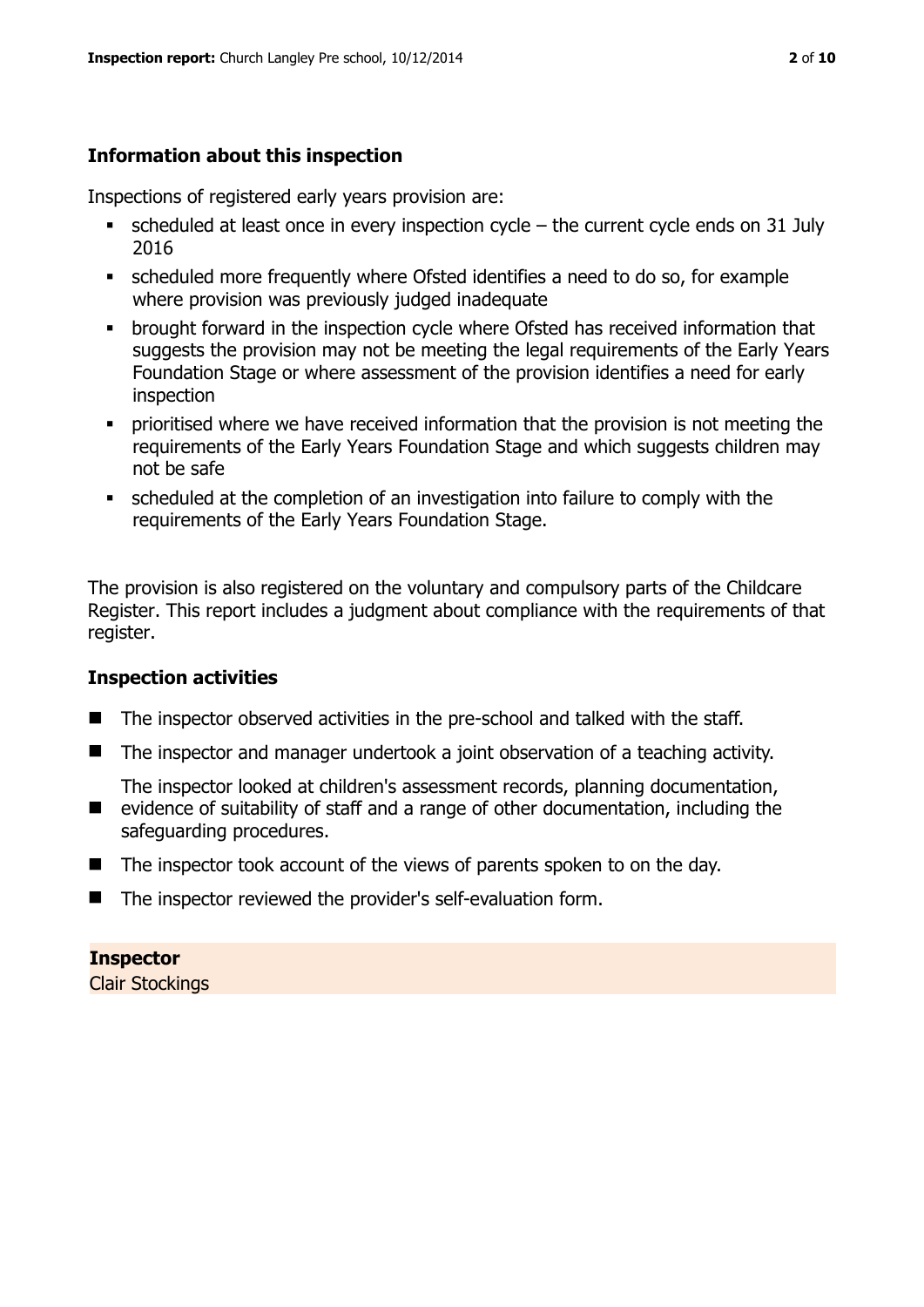## Information about this inspection

Inspections of registered early years provision are:

- scheduled at least once in every inspection cycle – the current cycle ends on 31 July 2016
- scheduled more frequently where Ofsted identifies a need to do so, for example where provision was previously judged inadequate
- brought forward in the inspection cycle where Ofsted has received information that suggests the provision may not be meeting the legal requirements of the Early Years Foundation Stage or where assessment of the provision identifies a need for early inspection
- prioritised where we have received information that the provision is not meeting the requirements of the Early Years Foundation Stage and which suggests children may not be safe
- scheduled at the completion of an investigation into failure to comply with the requirements of the Early Years Foundation Stage.

The provision is also registered on the voluntary and compulsory parts of the Childcare Register. This report includes a judgment about compliance with the requirements of that register.

## Inspection activities

- The inspector observed activities in the pre-school and talked with the staff.
- The inspector and manager undertook a joint observation of a teaching activity.
- The inspector looked at children's assessment records, planning documentation, evidence of suitability of staff and a range of other documentation, including the safeguarding procedures.
- The inspector took account of the views of parents spoken to on the day.
- The inspector reviewed the provider's self-evaluation form.

**Inspector**
Clair Stockings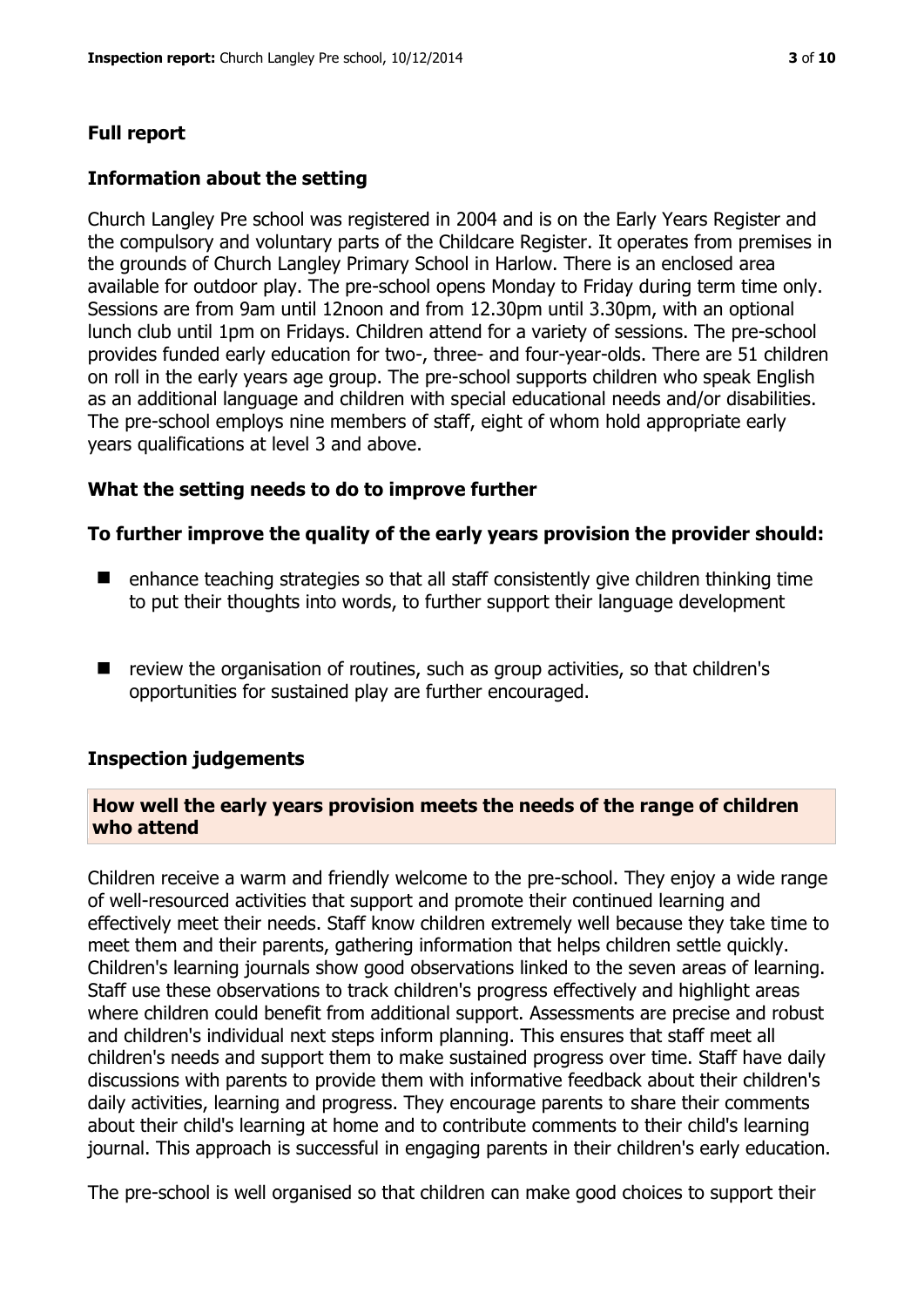## Full report

### Information about the setting

Church Langley Pre school was registered in 2004 and is on the Early Years Register and the compulsory and voluntary parts of the Childcare Register. It operates from premises in the grounds of Church Langley Primary School in Harlow. There is an enclosed area available for outdoor play. The pre-school opens Monday to Friday during term time only. Sessions are from 9am until 12noon and from 12.30pm until 3.30pm, with an optional lunch club until 1pm on Fridays. Children attend for a variety of sessions. The pre-school provides funded early education for two-, three- and four-year-olds. There are 51 children on roll in the early years age group. The pre-school supports children who speak English as an additional language and children with special educational needs and/or disabilities. The pre-school employs nine members of staff, eight of whom hold appropriate early years qualifications at level 3 and above.

### What the setting needs to do to improve further

**To further improve the quality of the early years provision the provider should:**

- enhance teaching strategies so that all staff consistently give children thinking time to put their thoughts into words, to further support their language development
- review the organisation of routines, such as group activities, so that children's opportunities for sustained play are further encouraged.

### Inspection judgements

**How well the early years provision meets the needs of the range of children who attend**

Children receive a warm and friendly welcome to the pre-school. They enjoy a wide range of well-resourced activities that support and promote their continued learning and effectively meet their needs. Staff know children extremely well because they take time to meet them and their parents, gathering information that helps children settle quickly. Children's learning journals show good observations linked to the seven areas of learning. Staff use these observations to track children's progress effectively and highlight areas where children could benefit from additional support. Assessments are precise and robust and children's individual next steps inform planning. This ensures that staff meet all children's needs and support them to make sustained progress over time. Staff have daily discussions with parents to provide them with informative feedback about their children's daily activities, learning and progress. They encourage parents to share their comments about their child's learning at home and to contribute comments to their child's learning journal. This approach is successful in engaging parents in their children's early education.

The pre-school is well organised so that children can make good choices to support their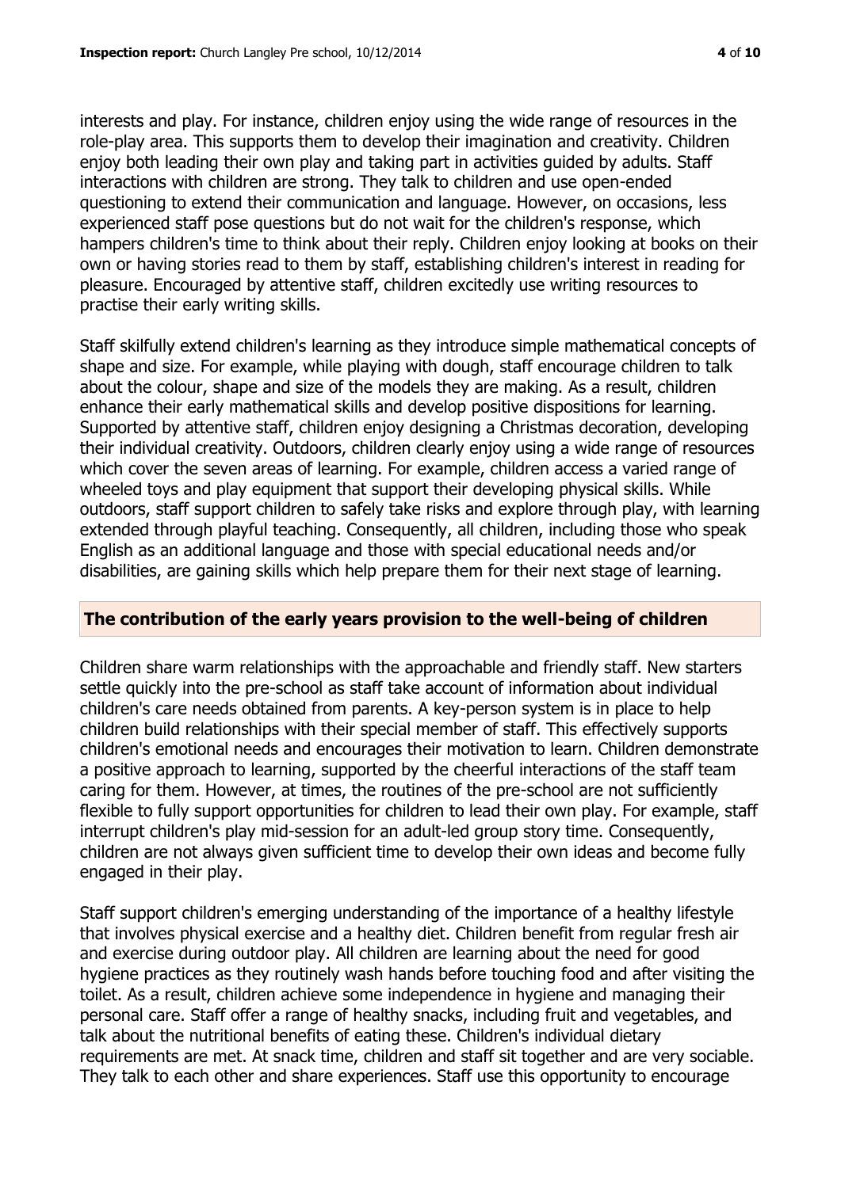interests and play. For instance, children enjoy using the wide range of resources in the role-play area. This supports them to develop their imagination and creativity. Children enjoy both leading their own play and taking part in activities guided by adults. Staff interactions with children are strong. They talk to children and use open-ended questioning to extend their communication and language. However, on occasions, less experienced staff pose questions but do not wait for the children's response, which hampers children's time to think about their reply. Children enjoy looking at books on their own or having stories read to them by staff, establishing children's interest in reading for pleasure. Encouraged by attentive staff, children excitedly use writing resources to practise their early writing skills.

Staff skilfully extend children's learning as they introduce simple mathematical concepts of shape and size. For example, while playing with dough, staff encourage children to talk about the colour, shape and size of the models they are making. As a result, children enhance their early mathematical skills and develop positive dispositions for learning. Supported by attentive staff, children enjoy designing a Christmas decoration, developing their individual creativity. Outdoors, children clearly enjoy using a wide range of resources which cover the seven areas of learning. For example, children access a varied range of wheeled toys and play equipment that support their developing physical skills. While outdoors, staff support children to safely take risks and explore through play, with learning extended through playful teaching. Consequently, all children, including those who speak English as an additional language and those with special educational needs and/or disabilities, are gaining skills which help prepare them for their next stage of learning.

## The contribution of the early years provision to the well-being of children

Children share warm relationships with the approachable and friendly staff. New starters settle quickly into the pre-school as staff take account of information about individual children's care needs obtained from parents. A key-person system is in place to help children build relationships with their special member of staff. This effectively supports children's emotional needs and encourages their motivation to learn. Children demonstrate a positive approach to learning, supported by the cheerful interactions of the staff team caring for them. However, at times, the routines of the pre-school are not sufficiently flexible to fully support opportunities for children to lead their own play. For example, staff interrupt children's play mid-session for an adult-led group story time. Consequently, children are not always given sufficient time to develop their own ideas and become fully engaged in their play.

Staff support children's emerging understanding of the importance of a healthy lifestyle that involves physical exercise and a healthy diet. Children benefit from regular fresh air and exercise during outdoor play. All children are learning about the need for good hygiene practices as they routinely wash hands before touching food and after visiting the toilet. As a result, children achieve some independence in hygiene and managing their personal care. Staff offer a range of healthy snacks, including fruit and vegetables, and talk about the nutritional benefits of eating these. Children's individual dietary requirements are met. At snack time, children and staff sit together and are very sociable. They talk to each other and share experiences. Staff use this opportunity to encourage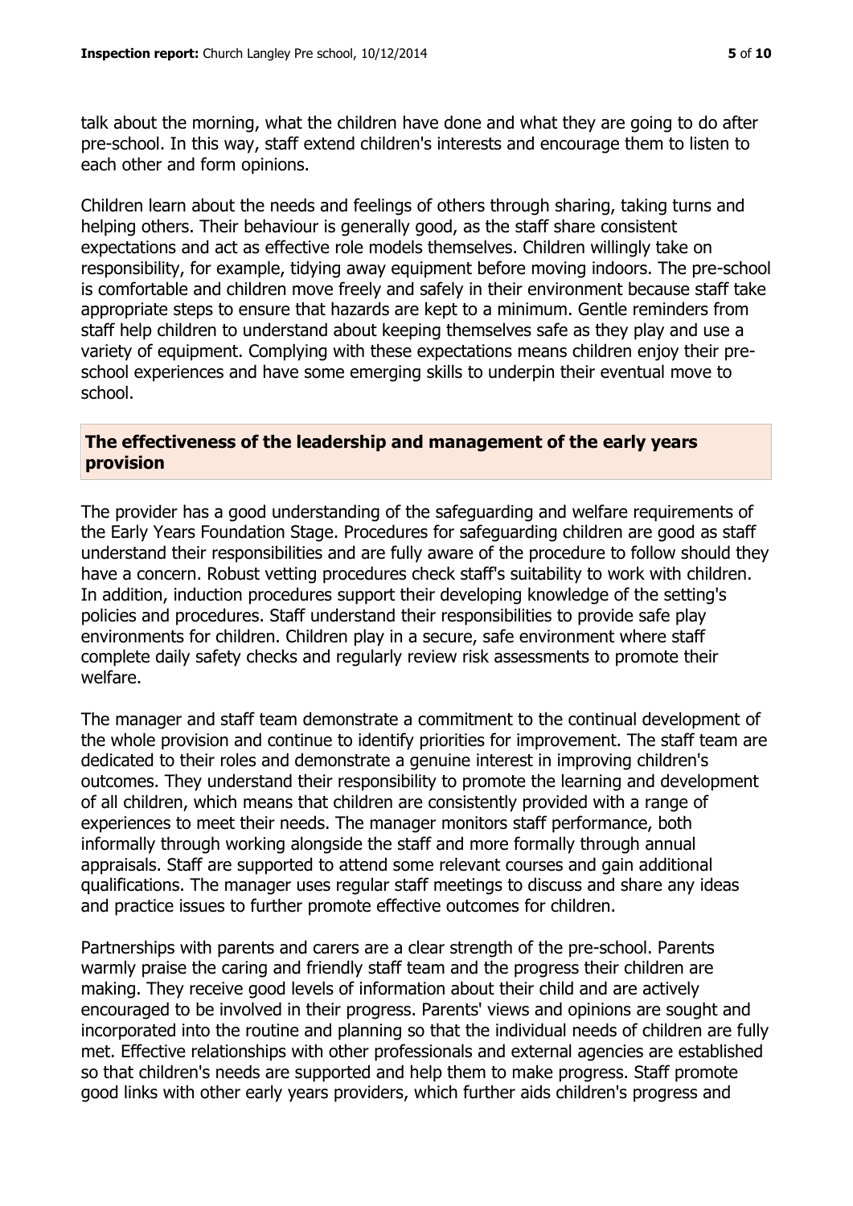talk about the morning, what the children have done and what they are going to do after pre-school. In this way, staff extend children's interests and encourage them to listen to each other and form opinions.

Children learn about the needs and feelings of others through sharing, taking turns and helping others. Their behaviour is generally good, as the staff share consistent expectations and act as effective role models themselves. Children willingly take on responsibility, for example, tidying away equipment before moving indoors. The pre-school is comfortable and children move freely and safely in their environment because staff take appropriate steps to ensure that hazards are kept to a minimum. Gentle reminders from staff help children to understand about keeping themselves safe as they play and use a variety of equipment. Complying with these expectations means children enjoy their pre-school experiences and have some emerging skills to underpin their eventual move to school.

## The effectiveness of the leadership and management of the early years provision

The provider has a good understanding of the safeguarding and welfare requirements of the Early Years Foundation Stage. Procedures for safeguarding children are good as staff understand their responsibilities and are fully aware of the procedure to follow should they have a concern. Robust vetting procedures check staff's suitability to work with children. In addition, induction procedures support their developing knowledge of the setting's policies and procedures. Staff understand their responsibilities to provide safe play environments for children. Children play in a secure, safe environment where staff complete daily safety checks and regularly review risk assessments to promote their welfare.

The manager and staff team demonstrate a commitment to the continual development of the whole provision and continue to identify priorities for improvement. The staff team are dedicated to their roles and demonstrate a genuine interest in improving children's outcomes. They understand their responsibility to promote the learning and development of all children, which means that children are consistently provided with a range of experiences to meet their needs. The manager monitors staff performance, both informally through working alongside the staff and more formally through annual appraisals. Staff are supported to attend some relevant courses and gain additional qualifications. The manager uses regular staff meetings to discuss and share any ideas and practice issues to further promote effective outcomes for children.

Partnerships with parents and carers are a clear strength of the pre-school. Parents warmly praise the caring and friendly staff team and the progress their children are making. They receive good levels of information about their child and are actively encouraged to be involved in their progress. Parents' views and opinions are sought and incorporated into the routine and planning so that the individual needs of children are fully met. Effective relationships with other professionals and external agencies are established so that children's needs are supported and help them to make progress. Staff promote good links with other early years providers, which further aids children's progress and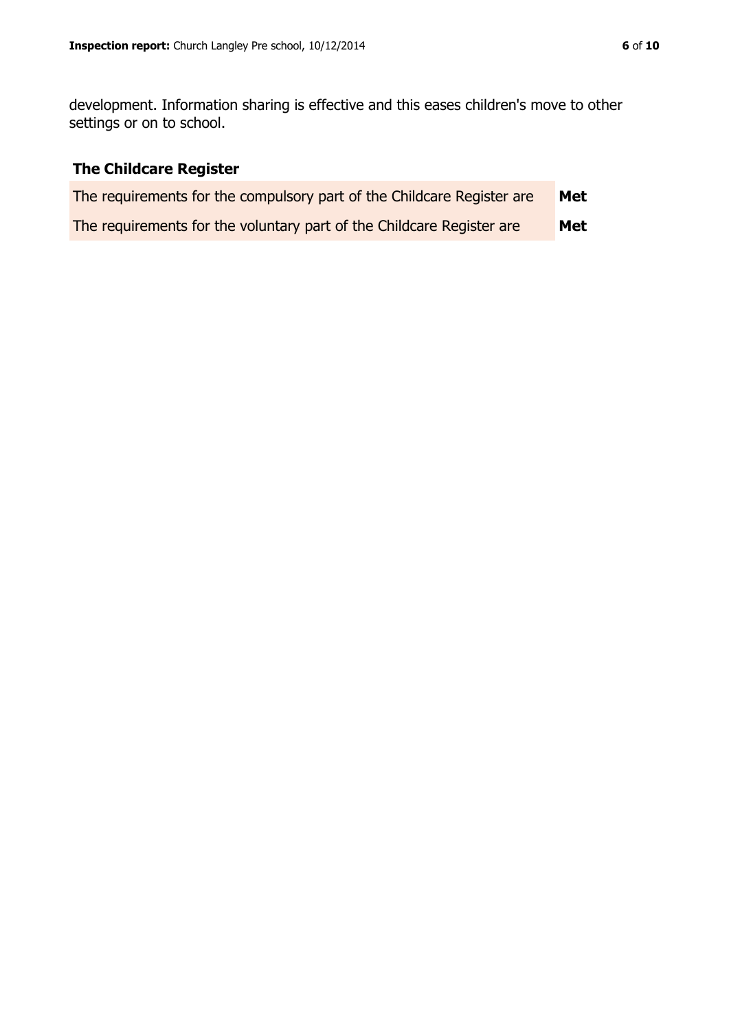development. Information sharing is effective and this eases children's move to other settings or on to school.

## The Childcare Register

| | |
|---|---|
| The requirements for the compulsory part of the Childcare Register are | **Met** |
| The requirements for the voluntary part of the Childcare Register are | **Met** |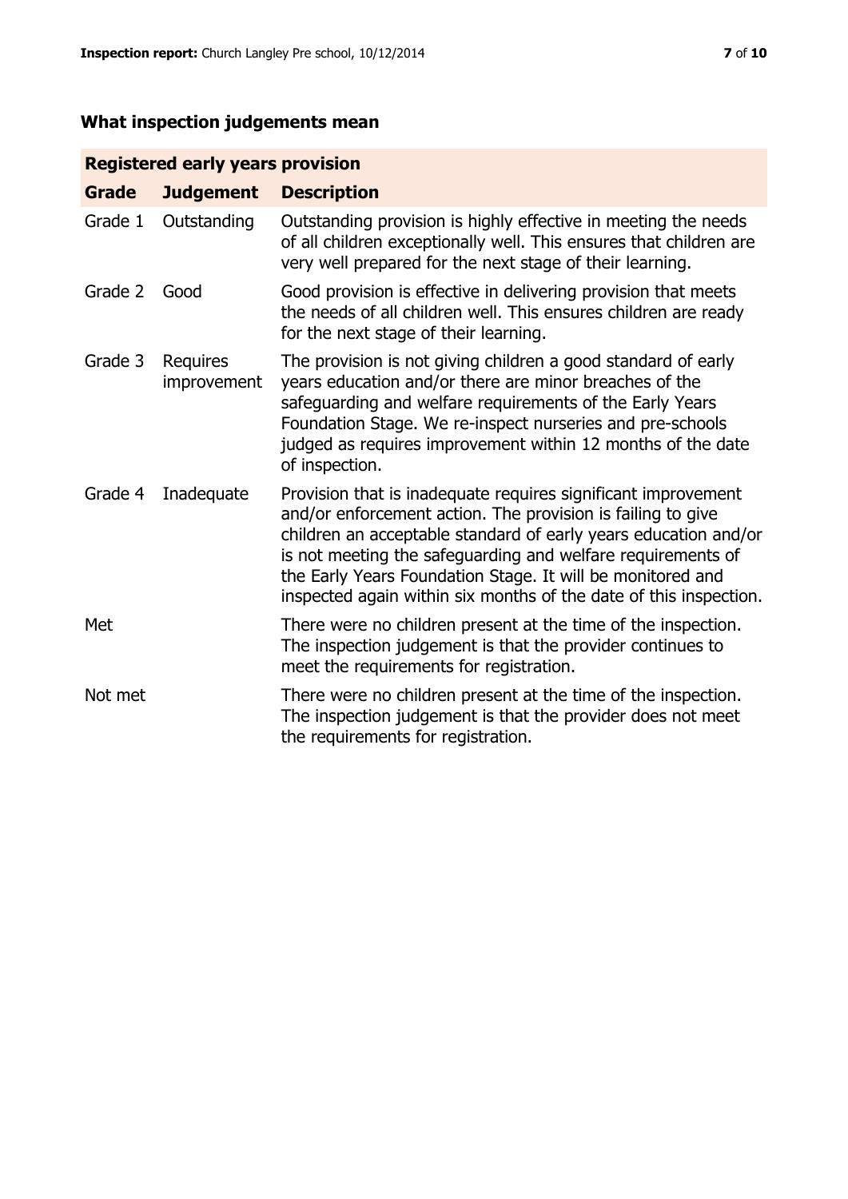## What inspection judgements mean

| Registered early years provision | | |
|---|---|---|
| **Grade** | **Judgement** | **Description** |
| Grade 1 | Outstanding | Outstanding provision is highly effective in meeting the needs of all children exceptionally well. This ensures that children are very well prepared for the next stage of their learning. |
| Grade 2 | Good | Good provision is effective in delivering provision that meets the needs of all children well. This ensures children are ready for the next stage of their learning. |
| Grade 3 | Requires improvement | The provision is not giving children a good standard of early years education and/or there are minor breaches of the safeguarding and welfare requirements of the Early Years Foundation Stage. We re-inspect nurseries and pre-schools judged as requires improvement within 12 months of the date of inspection. |
| Grade 4 | Inadequate | Provision that is inadequate requires significant improvement and/or enforcement action. The provision is failing to give children an acceptable standard of early years education and/or is not meeting the safeguarding and welfare requirements of the Early Years Foundation Stage. It will be monitored and inspected again within six months of the date of this inspection. |
| Met | | There were no children present at the time of the inspection. The inspection judgement is that the provider continues to meet the requirements for registration. |
| Not met | | There were no children present at the time of the inspection. The inspection judgement is that the provider does not meet the requirements for registration. |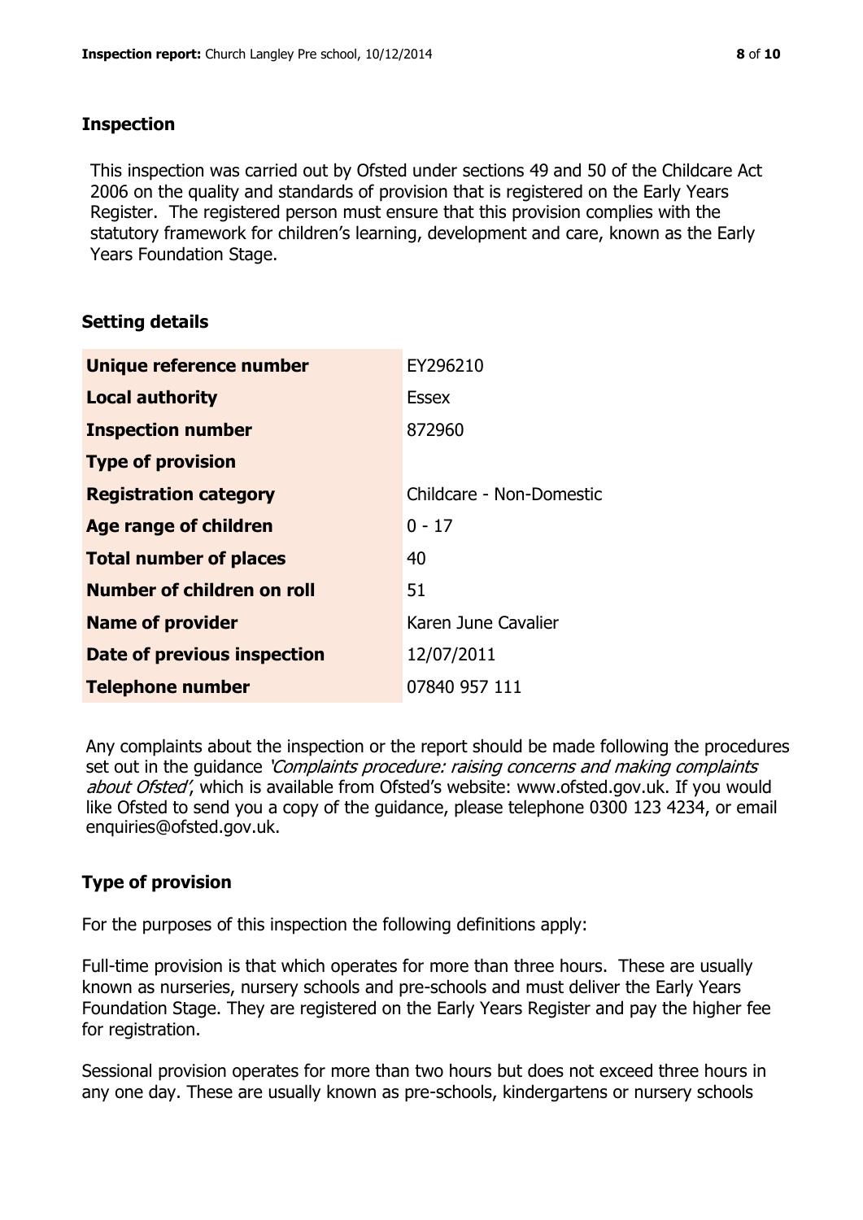## Inspection

This inspection was carried out by Ofsted under sections 49 and 50 of the Childcare Act 2006 on the quality and standards of provision that is registered on the Early Years Register. The registered person must ensure that this provision complies with the statutory framework for children's learning, development and care, known as the Early Years Foundation Stage.

## Setting details

| | |
|---|---|
| **Unique reference number** | EY296210 |
| **Local authority** | Essex |
| **Inspection number** | 872960 |
| **Type of provision** | |
| **Registration category** | Childcare - Non-Domestic |
| **Age range of children** | 0 - 17 |
| **Total number of places** | 40 |
| **Number of children on roll** | 51 |
| **Name of provider** | Karen June Cavalier |
| **Date of previous inspection** | 12/07/2011 |
| **Telephone number** | 07840 957 111 |

Any complaints about the inspection or the report should be made following the procedures set out in the guidance *'Complaints procedure: raising concerns and making complaints about Ofsted'*, which is available from Ofsted's website: www.ofsted.gov.uk. If you would like Ofsted to send you a copy of the guidance, please telephone 0300 123 4234, or email enquiries@ofsted.gov.uk.

## Type of provision

For the purposes of this inspection the following definitions apply:

Full-time provision is that which operates for more than three hours. These are usually known as nurseries, nursery schools and pre-schools and must deliver the Early Years Foundation Stage. They are registered on the Early Years Register and pay the higher fee for registration.

Sessional provision operates for more than two hours but does not exceed three hours in any one day. These are usually known as pre-schools, kindergartens or nursery schools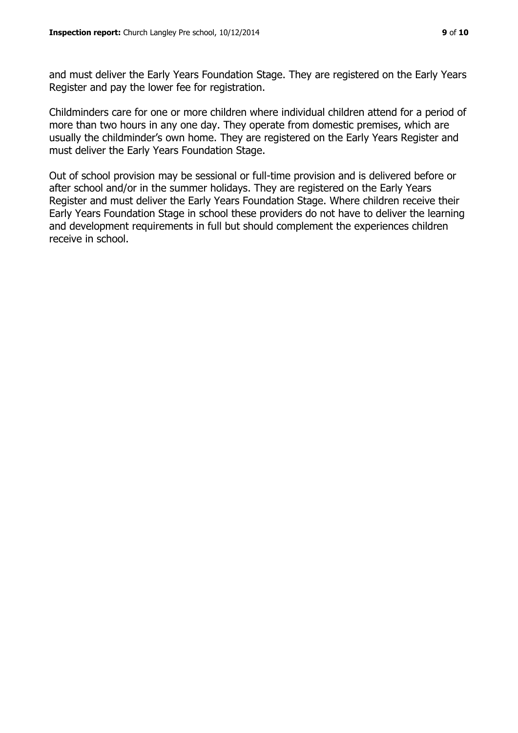and must deliver the Early Years Foundation Stage. They are registered on the Early Years Register and pay the lower fee for registration.

Childminders care for one or more children where individual children attend for a period of more than two hours in any one day. They operate from domestic premises, which are usually the childminder's own home. They are registered on the Early Years Register and must deliver the Early Years Foundation Stage.

Out of school provision may be sessional or full-time provision and is delivered before or after school and/or in the summer holidays. They are registered on the Early Years Register and must deliver the Early Years Foundation Stage. Where children receive their Early Years Foundation Stage in school these providers do not have to deliver the learning and development requirements in full but should complement the experiences children receive in school.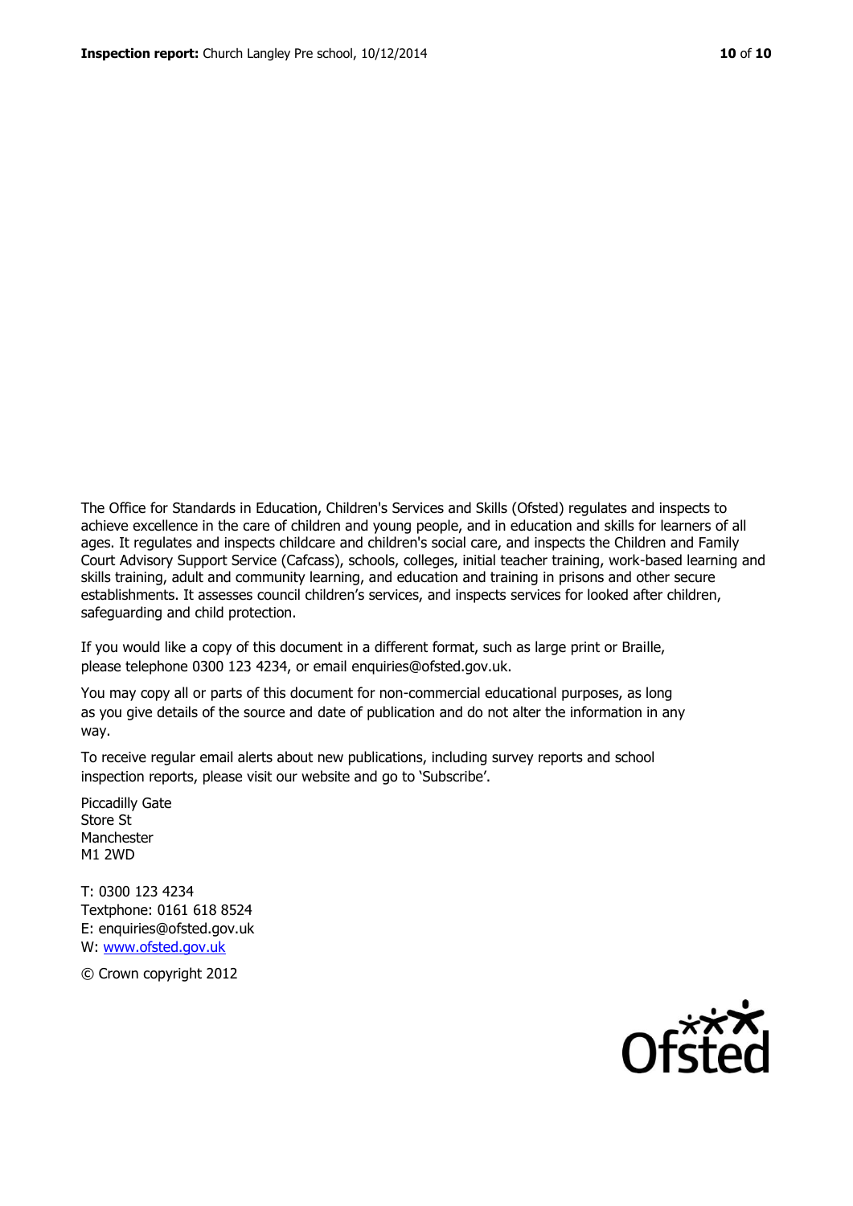The Office for Standards in Education, Children's Services and Skills (Ofsted) regulates and inspects to achieve excellence in the care of children and young people, and in education and skills for learners of all ages. It regulates and inspects childcare and children's social care, and inspects the Children and Family Court Advisory Support Service (Cafcass), schools, colleges, initial teacher training, work-based learning and skills training, adult and community learning, and education and training in prisons and other secure establishments. It assesses council children's services, and inspects services for looked after children, safeguarding and child protection.

If you would like a copy of this document in a different format, such as large print or Braille, please telephone 0300 123 4234, or email enquiries@ofsted.gov.uk.

You may copy all or parts of this document for non-commercial educational purposes, as long as you give details of the source and date of publication and do not alter the information in any way.

To receive regular email alerts about new publications, including survey reports and school inspection reports, please visit our website and go to 'Subscribe'.

Piccadilly Gate
Store St
Manchester
M1 2WD

T: 0300 123 4234
Textphone: 0161 618 8524
E: enquiries@ofsted.gov.uk
W: [www.ofsted.gov.uk](http://www.ofsted.gov.uk)

© Crown copyright 2012